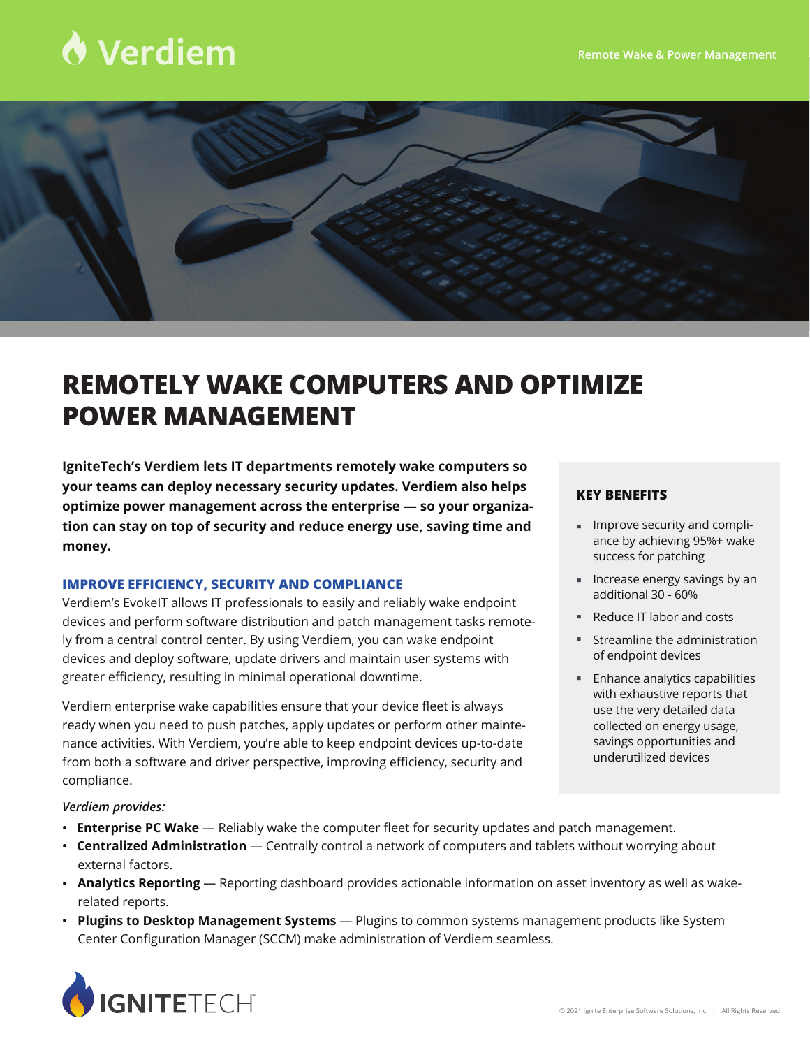# Verdiem

Remote Wake & Power Management

## REMOTELY WAKE COMPUTERS AND OPTIMIZE POWER MANAGEMENT

**IgniteTech's Verdiem lets IT departments remotely wake computers so your teams can deploy necessary security updates. Verdiem also helps optimize power management across the enterprise — so your organization can stay on top of security and reduce energy use, saving time and money.**

### IMPROVE EFFICIENCY, SECURITY AND COMPLIANCE

Verdiem's EvokeIT allows IT professionals to easily and reliably wake endpoint devices and perform software distribution and patch management tasks remotely from a central control center. By using Verdiem, you can wake endpoint devices and deploy software, update drivers and maintain user systems with greater efficiency, resulting in minimal operational downtime.

Verdiem enterprise wake capabilities ensure that your device fleet is always ready when you need to push patches, apply updates or perform other maintenance activities. With Verdiem, you're able to keep endpoint devices up-to-date from both a software and driver perspective, improving efficiency, security and compliance.

### KEY BENEFITS

- Improve security and compliance by achieving 95%+ wake success for patching
- Increase energy savings by an additional 30 - 60%
- Reduce IT labor and costs
- Streamline the administration of endpoint devices
- Enhance analytics capabilities with exhaustive reports that use the very detailed data collected on energy usage, savings opportunities and underutilized devices

*Verdiem provides:*

- **Enterprise PC Wake** — Reliably wake the computer fleet for security updates and patch management.
- **Centralized Administration** — Centrally control a network of computers and tablets without worrying about external factors.
- **Analytics Reporting** — Reporting dashboard provides actionable information on asset inventory as well as wake-related reports.
- **Plugins to Desktop Management Systems** — Plugins to common systems management products like System Center Configuration Manager (SCCM) make administration of Verdiem seamless.

IGNITETECH

© 2021 Ignite Enterprise Software Solutions, Inc. | All Rights Reserved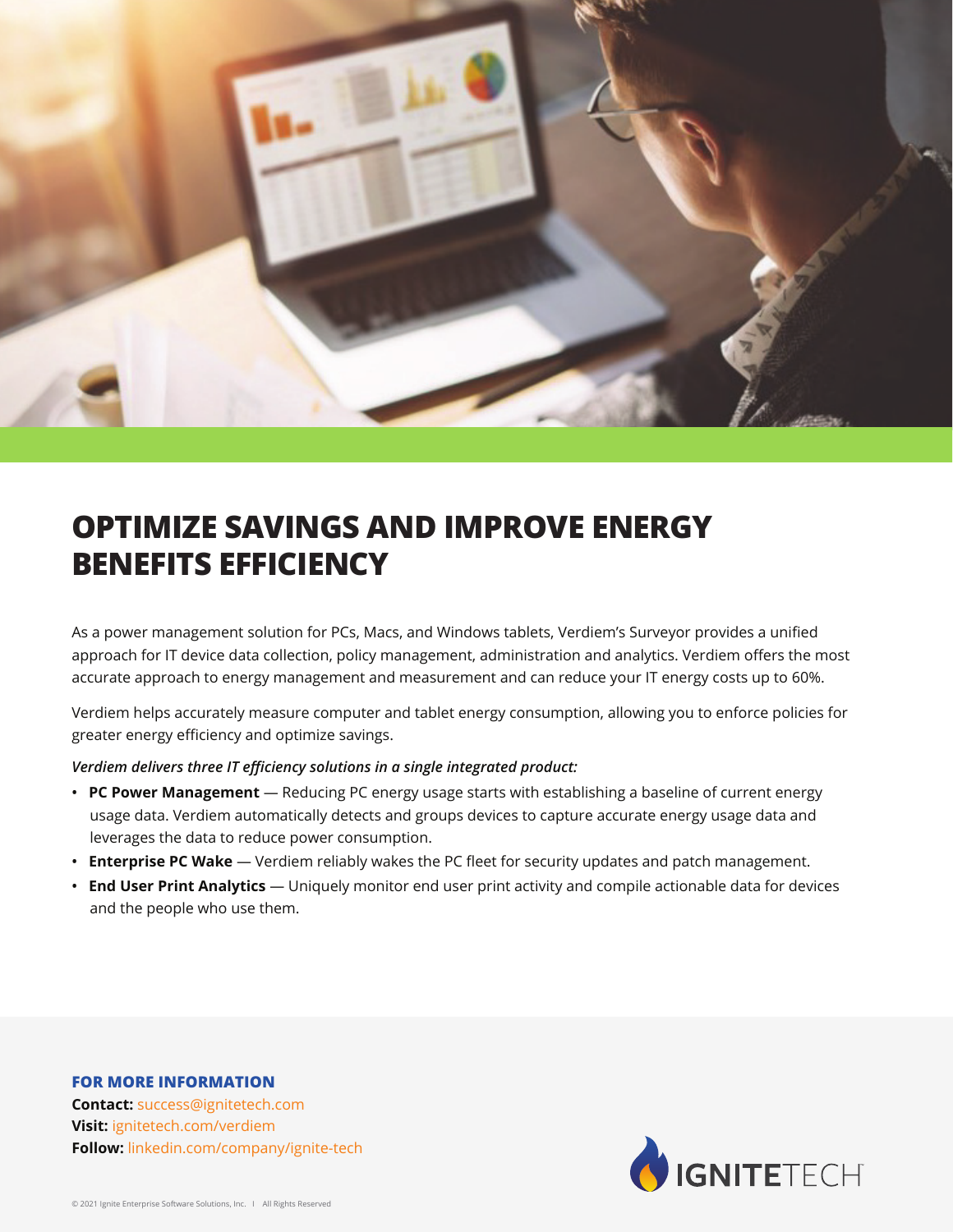# OPTIMIZE SAVINGS AND IMPROVE ENERGY BENEFITS EFFICIENCY

As a power management solution for PCs, Macs, and Windows tablets, Verdiem's Surveyor provides a unified approach for IT device data collection, policy management, administration and analytics. Verdiem offers the most accurate approach to energy management and measurement and can reduce your IT energy costs up to 60%.

Verdiem helps accurately measure computer and tablet energy consumption, allowing you to enforce policies for greater energy efficiency and optimize savings.

***Verdiem delivers three IT efficiency solutions in a single integrated product:***

- **PC Power Management** — Reducing PC energy usage starts with establishing a baseline of current energy usage data. Verdiem automatically detects and groups devices to capture accurate energy usage data and leverages the data to reduce power consumption.
- **Enterprise PC Wake** — Verdiem reliably wakes the PC fleet for security updates and patch management.
- **End User Print Analytics** — Uniquely monitor end user print activity and compile actionable data for devices and the people who use them.

**FOR MORE INFORMATION**

**Contact:** success@ignitetech.com
**Visit:** ignitetech.com/verdiem
**Follow:** linkedin.com/company/ignite-tech

IGNITETECH

© 2021 Ignite Enterprise Software Solutions, Inc. | All Rights Reserved